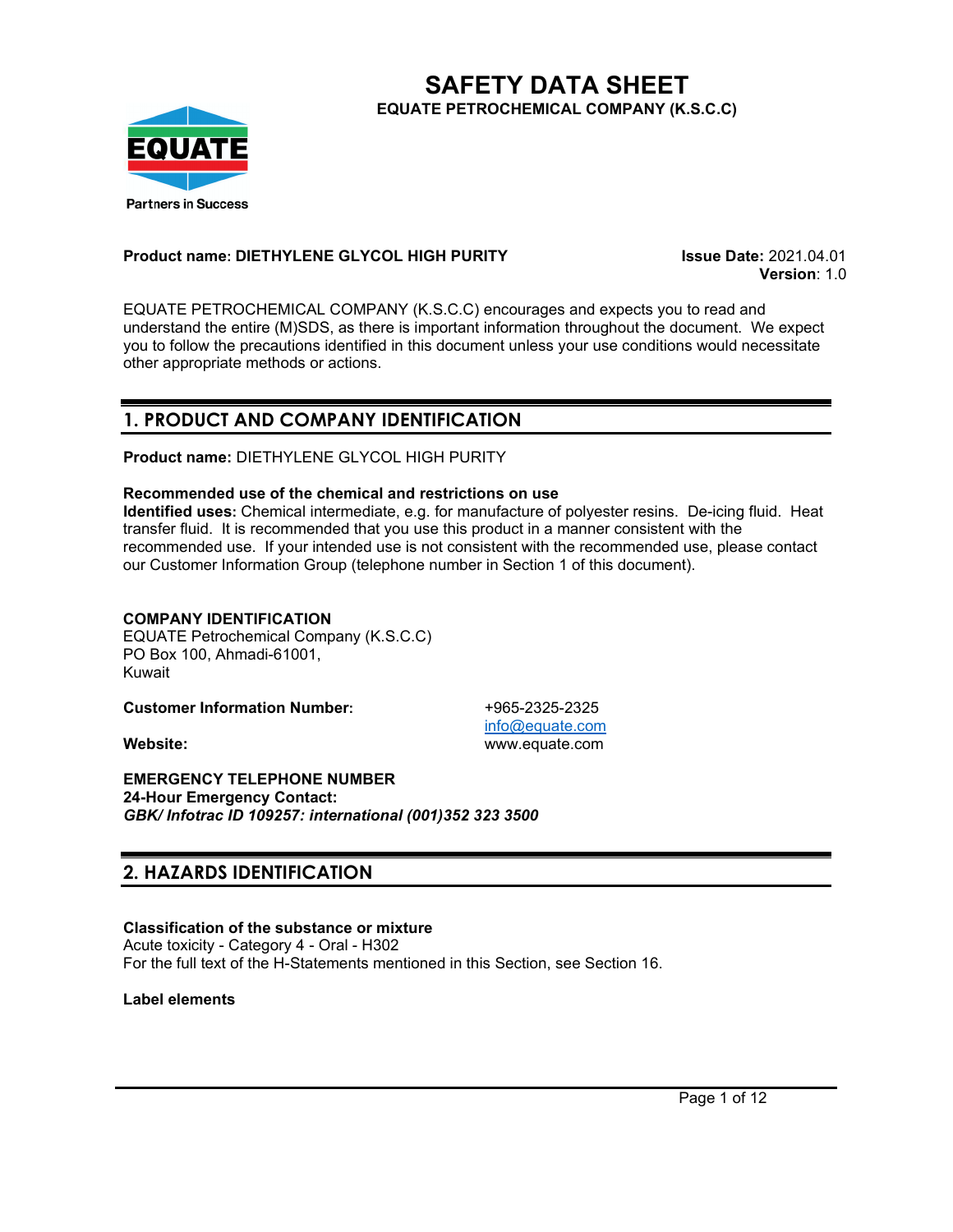# SAFETY DATA SHEET

**EQUATE PETROCHEMICAL COMPANY (K.S.C.C)**

**Product name: DIETHYLENE GLYCOL HIGH PURITY**

**Issue Date:** 2021.04.01
**Version**: 1.0

EQUATE PETROCHEMICAL COMPANY (K.S.C.C) encourages and expects you to read and understand the entire (M)SDS, as there is important information throughout the document. We expect you to follow the precautions identified in this document unless your use conditions would necessitate other appropriate methods or actions.

## 1. PRODUCT AND COMPANY IDENTIFICATION

**Product name:** DIETHYLENE GLYCOL HIGH PURITY

**Recommended use of the chemical and restrictions on use**
**Identified uses:** Chemical intermediate, e.g. for manufacture of polyester resins. De-icing fluid. Heat transfer fluid. It is recommended that you use this product in a manner consistent with the recommended use. If your intended use is not consistent with the recommended use, please contact our Customer Information Group (telephone number in Section 1 of this document).

**COMPANY IDENTIFICATION**
EQUATE Petrochemical Company (K.S.C.C)
PO Box 100, Ahmadi-61001,
Kuwait

**Customer Information Number:** +965-2325-2325
info@equate.com

**Website:** www.equate.com

**EMERGENCY TELEPHONE NUMBER**
**24-Hour Emergency Contact:**
***GBK/ Infotrac ID 109257: international (001)352 323 3500***

## 2. HAZARDS IDENTIFICATION

**Classification of the substance or mixture**
Acute toxicity - Category 4 - Oral - H302
For the full text of the H-Statements mentioned in this Section, see Section 16.

**Label elements**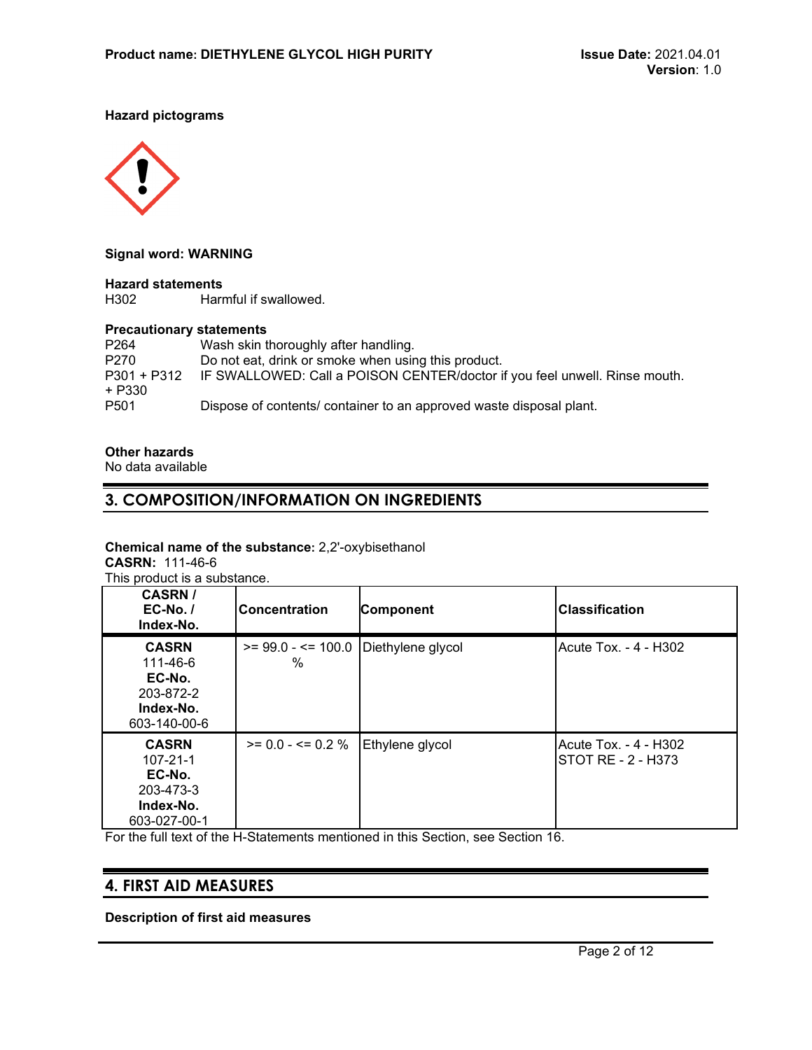**Hazard pictograms**

**Signal word: WARNING**

**Hazard statements**

H302 Harmful if swallowed.

**Precautionary statements**

| | |
|---|---|
| P264 | Wash skin thoroughly after handling. |
| P270 | Do not eat, drink or smoke when using this product. |
| P301 + P312 + P330 | IF SWALLOWED: Call a POISON CENTER/doctor if you feel unwell. Rinse mouth. |
| P501 | Dispose of contents/ container to an approved waste disposal plant. |

**Other hazards**

No data available

## 3. COMPOSITION/INFORMATION ON INGREDIENTS

**Chemical name of the substance:** 2,2'-oxybisethanol

**CASRN:** 111-46-6

This product is a substance.

| CASRN / EC-No. / Index-No. | Concentration | Component | Classification |
|---|---|---|---|
| **CASRN** 111-46-6 **EC-No.** 203-872-2 **Index-No.** 603-140-00-6 | >= 99.0 - <= 100.0 % | Diethylene glycol | Acute Tox. - 4 - H302 |
| **CASRN** 107-21-1 **EC-No.** 203-473-3 **Index-No.** 603-027-00-1 | >= 0.0 - <= 0.2 % | Ethylene glycol | Acute Tox. - 4 - H302<br>STOT RE - 2 - H373 |

For the full text of the H-Statements mentioned in this Section, see Section 16.

## 4. FIRST AID MEASURES

**Description of first aid measures**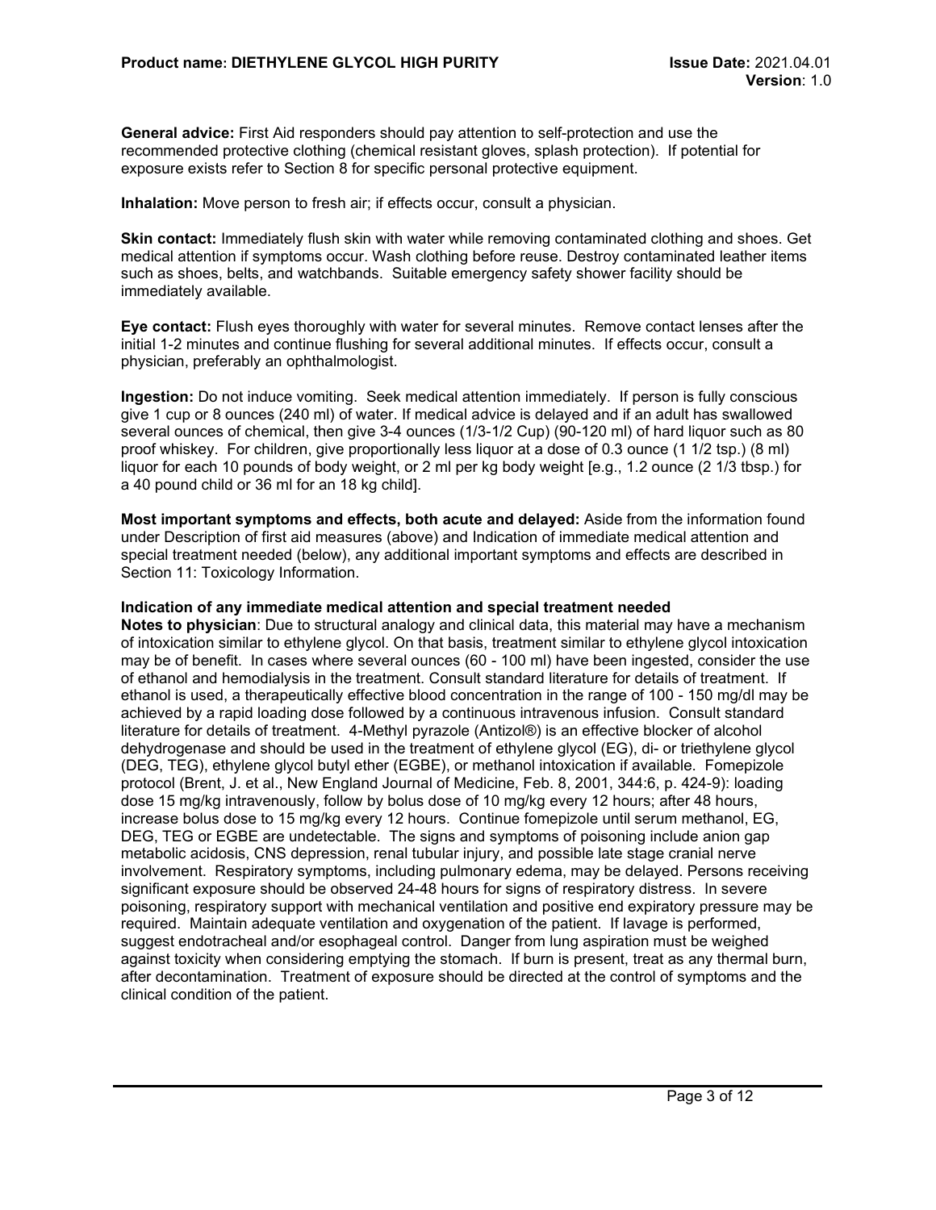**General advice:** First Aid responders should pay attention to self-protection and use the recommended protective clothing (chemical resistant gloves, splash protection). If potential for exposure exists refer to Section 8 for specific personal protective equipment.

**Inhalation:** Move person to fresh air; if effects occur, consult a physician.

**Skin contact:** Immediately flush skin with water while removing contaminated clothing and shoes. Get medical attention if symptoms occur. Wash clothing before reuse. Destroy contaminated leather items such as shoes, belts, and watchbands. Suitable emergency safety shower facility should be immediately available.

**Eye contact:** Flush eyes thoroughly with water for several minutes. Remove contact lenses after the initial 1-2 minutes and continue flushing for several additional minutes. If effects occur, consult a physician, preferably an ophthalmologist.

**Ingestion:** Do not induce vomiting. Seek medical attention immediately. If person is fully conscious give 1 cup or 8 ounces (240 ml) of water. If medical advice is delayed and if an adult has swallowed several ounces of chemical, then give 3-4 ounces (1/3-1/2 Cup) (90-120 ml) of hard liquor such as 80 proof whiskey. For children, give proportionally less liquor at a dose of 0.3 ounce (1 1/2 tsp.) (8 ml) liquor for each 10 pounds of body weight, or 2 ml per kg body weight [e.g., 1.2 ounce (2 1/3 tbsp.) for a 40 pound child or 36 ml for an 18 kg child].

**Most important symptoms and effects, both acute and delayed:** Aside from the information found under Description of first aid measures (above) and Indication of immediate medical attention and special treatment needed (below), any additional important symptoms and effects are described in Section 11: Toxicology Information.

**Indication of any immediate medical attention and special treatment needed**

**Notes to physician**: Due to structural analogy and clinical data, this material may have a mechanism of intoxication similar to ethylene glycol. On that basis, treatment similar to ethylene glycol intoxication may be of benefit. In cases where several ounces (60 - 100 ml) have been ingested, consider the use of ethanol and hemodialysis in the treatment. Consult standard literature for details of treatment. If ethanol is used, a therapeutically effective blood concentration in the range of 100 - 150 mg/dl may be achieved by a rapid loading dose followed by a continuous intravenous infusion. Consult standard literature for details of treatment. 4-Methyl pyrazole (Antizol®) is an effective blocker of alcohol dehydrogenase and should be used in the treatment of ethylene glycol (EG), di- or triethylene glycol (DEG, TEG), ethylene glycol butyl ether (EGBE), or methanol intoxication if available. Fomepizole protocol (Brent, J. et al., New England Journal of Medicine, Feb. 8, 2001, 344:6, p. 424-9): loading dose 15 mg/kg intravenously, follow by bolus dose of 10 mg/kg every 12 hours; after 48 hours, increase bolus dose to 15 mg/kg every 12 hours. Continue fomepizole until serum methanol, EG, DEG, TEG or EGBE are undetectable. The signs and symptoms of poisoning include anion gap metabolic acidosis, CNS depression, renal tubular injury, and possible late stage cranial nerve involvement. Respiratory symptoms, including pulmonary edema, may be delayed. Persons receiving significant exposure should be observed 24-48 hours for signs of respiratory distress. In severe poisoning, respiratory support with mechanical ventilation and positive end expiratory pressure may be required. Maintain adequate ventilation and oxygenation of the patient. If lavage is performed, suggest endotracheal and/or esophageal control. Danger from lung aspiration must be weighed against toxicity when considering emptying the stomach. If burn is present, treat as any thermal burn, after decontamination. Treatment of exposure should be directed at the control of symptoms and the clinical condition of the patient.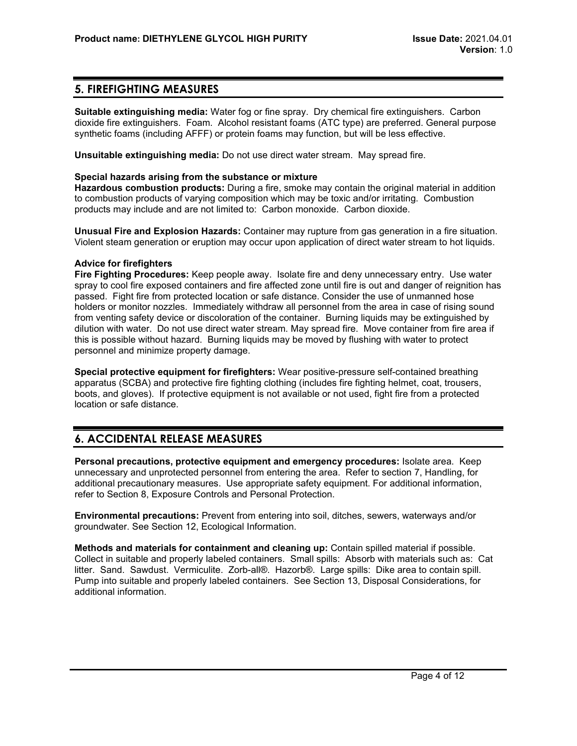## 5. FIREFIGHTING MEASURES

**Suitable extinguishing media:** Water fog or fine spray. Dry chemical fire extinguishers. Carbon dioxide fire extinguishers. Foam. Alcohol resistant foams (ATC type) are preferred. General purpose synthetic foams (including AFFF) or protein foams may function, but will be less effective.

**Unsuitable extinguishing media:** Do not use direct water stream. May spread fire.

**Special hazards arising from the substance or mixture**

**Hazardous combustion products:** During a fire, smoke may contain the original material in addition to combustion products of varying composition which may be toxic and/or irritating. Combustion products may include and are not limited to: Carbon monoxide. Carbon dioxide.

**Unusual Fire and Explosion Hazards:** Container may rupture from gas generation in a fire situation. Violent steam generation or eruption may occur upon application of direct water stream to hot liquids.

**Advice for firefighters**

**Fire Fighting Procedures:** Keep people away. Isolate fire and deny unnecessary entry. Use water spray to cool fire exposed containers and fire affected zone until fire is out and danger of reignition has passed. Fight fire from protected location or safe distance. Consider the use of unmanned hose holders or monitor nozzles. Immediately withdraw all personnel from the area in case of rising sound from venting safety device or discoloration of the container. Burning liquids may be extinguished by dilution with water. Do not use direct water stream. May spread fire. Move container from fire area if this is possible without hazard. Burning liquids may be moved by flushing with water to protect personnel and minimize property damage.

**Special protective equipment for firefighters:** Wear positive-pressure self-contained breathing apparatus (SCBA) and protective fire fighting clothing (includes fire fighting helmet, coat, trousers, boots, and gloves). If protective equipment is not available or not used, fight fire from a protected location or safe distance.

## 6. ACCIDENTAL RELEASE MEASURES

**Personal precautions, protective equipment and emergency procedures:** Isolate area. Keep unnecessary and unprotected personnel from entering the area. Refer to section 7, Handling, for additional precautionary measures. Use appropriate safety equipment. For additional information, refer to Section 8, Exposure Controls and Personal Protection.

**Environmental precautions:** Prevent from entering into soil, ditches, sewers, waterways and/or groundwater. See Section 12, Ecological Information.

**Methods and materials for containment and cleaning up:** Contain spilled material if possible. Collect in suitable and properly labeled containers. Small spills: Absorb with materials such as: Cat litter. Sand. Sawdust. Vermiculite. Zorb-all®. Hazorb®. Large spills: Dike area to contain spill. Pump into suitable and properly labeled containers. See Section 13, Disposal Considerations, for additional information.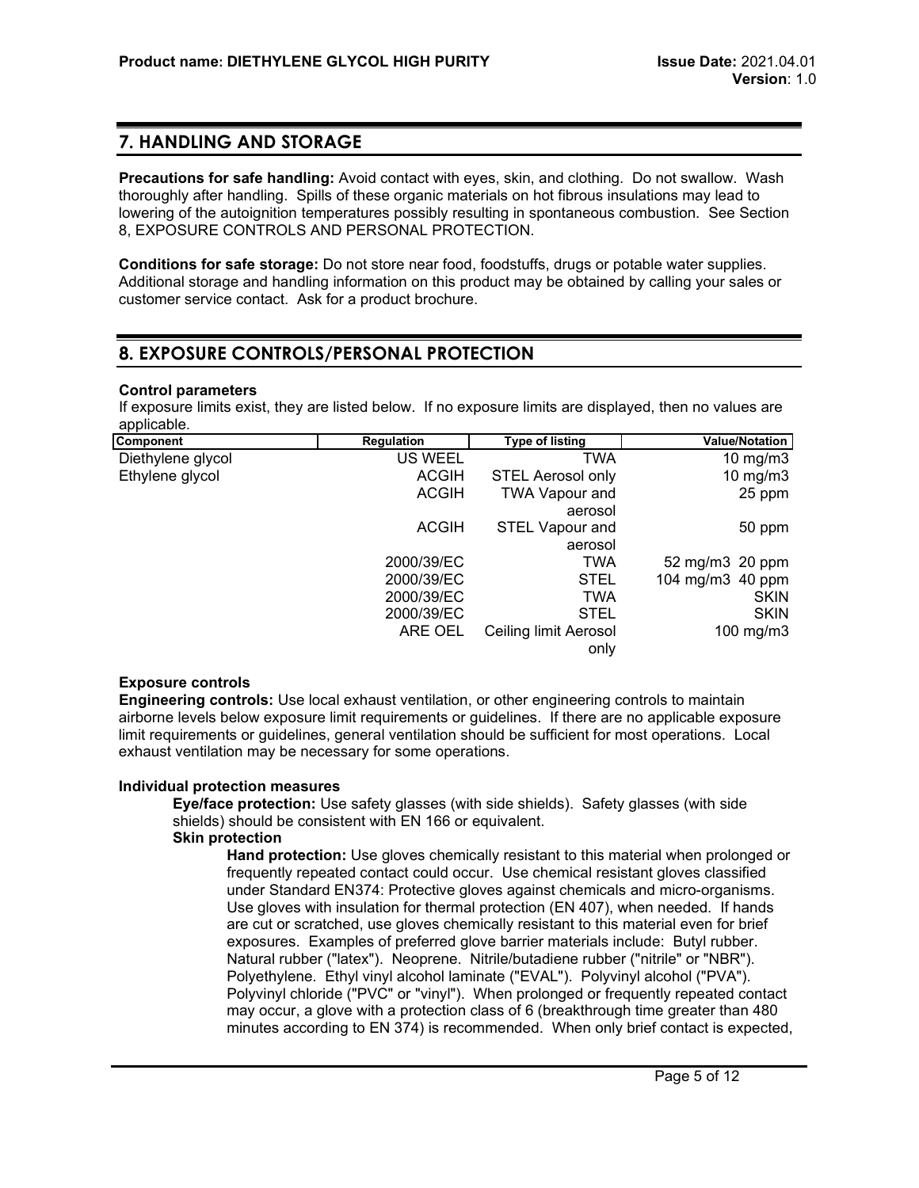## 7. HANDLING AND STORAGE

**Precautions for safe handling:** Avoid contact with eyes, skin, and clothing. Do not swallow. Wash thoroughly after handling. Spills of these organic materials on hot fibrous insulations may lead to lowering of the autoignition temperatures possibly resulting in spontaneous combustion. See Section 8, EXPOSURE CONTROLS AND PERSONAL PROTECTION.

**Conditions for safe storage:** Do not store near food, foodstuffs, drugs or potable water supplies. Additional storage and handling information on this product may be obtained by calling your sales or customer service contact. Ask for a product brochure.

## 8. EXPOSURE CONTROLS/PERSONAL PROTECTION

**Control parameters**

If exposure limits exist, they are listed below. If no exposure limits are displayed, then no values are applicable.

| Component | Regulation | Type of listing | Value/Notation |
|---|---|---|---|
| Diethylene glycol | US WEEL | TWA | 10 mg/m3 |
| Ethylene glycol | ACGIH | STEL Aerosol only | 10 mg/m3 |
| | ACGIH | TWA Vapour and aerosol | 25 ppm |
| | ACGIH | STEL Vapour and aerosol | 50 ppm |
| | 2000/39/EC | TWA | 52 mg/m3 20 ppm |
| | 2000/39/EC | STEL | 104 mg/m3 40 ppm |
| | 2000/39/EC | TWA | SKIN |
| | 2000/39/EC | STEL | SKIN |
| | ARE OEL | Ceiling limit Aerosol only | 100 mg/m3 |

**Exposure controls**

**Engineering controls:** Use local exhaust ventilation, or other engineering controls to maintain airborne levels below exposure limit requirements or guidelines. If there are no applicable exposure limit requirements or guidelines, general ventilation should be sufficient for most operations. Local exhaust ventilation may be necessary for some operations.

**Individual protection measures**

**Eye/face protection:** Use safety glasses (with side shields). Safety glasses (with side shields) should be consistent with EN 166 or equivalent.

**Skin protection**

**Hand protection:** Use gloves chemically resistant to this material when prolonged or frequently repeated contact could occur. Use chemical resistant gloves classified under Standard EN374: Protective gloves against chemicals and micro-organisms. Use gloves with insulation for thermal protection (EN 407), when needed. If hands are cut or scratched, use gloves chemically resistant to this material even for brief exposures. Examples of preferred glove barrier materials include: Butyl rubber. Natural rubber ("latex"). Neoprene. Nitrile/butadiene rubber ("nitrile" or "NBR"). Polyethylene. Ethyl vinyl alcohol laminate ("EVAL"). Polyvinyl alcohol ("PVA"). Polyvinyl chloride ("PVC" or "vinyl"). When prolonged or frequently repeated contact may occur, a glove with a protection class of 6 (breakthrough time greater than 480 minutes according to EN 374) is recommended. When only brief contact is expected,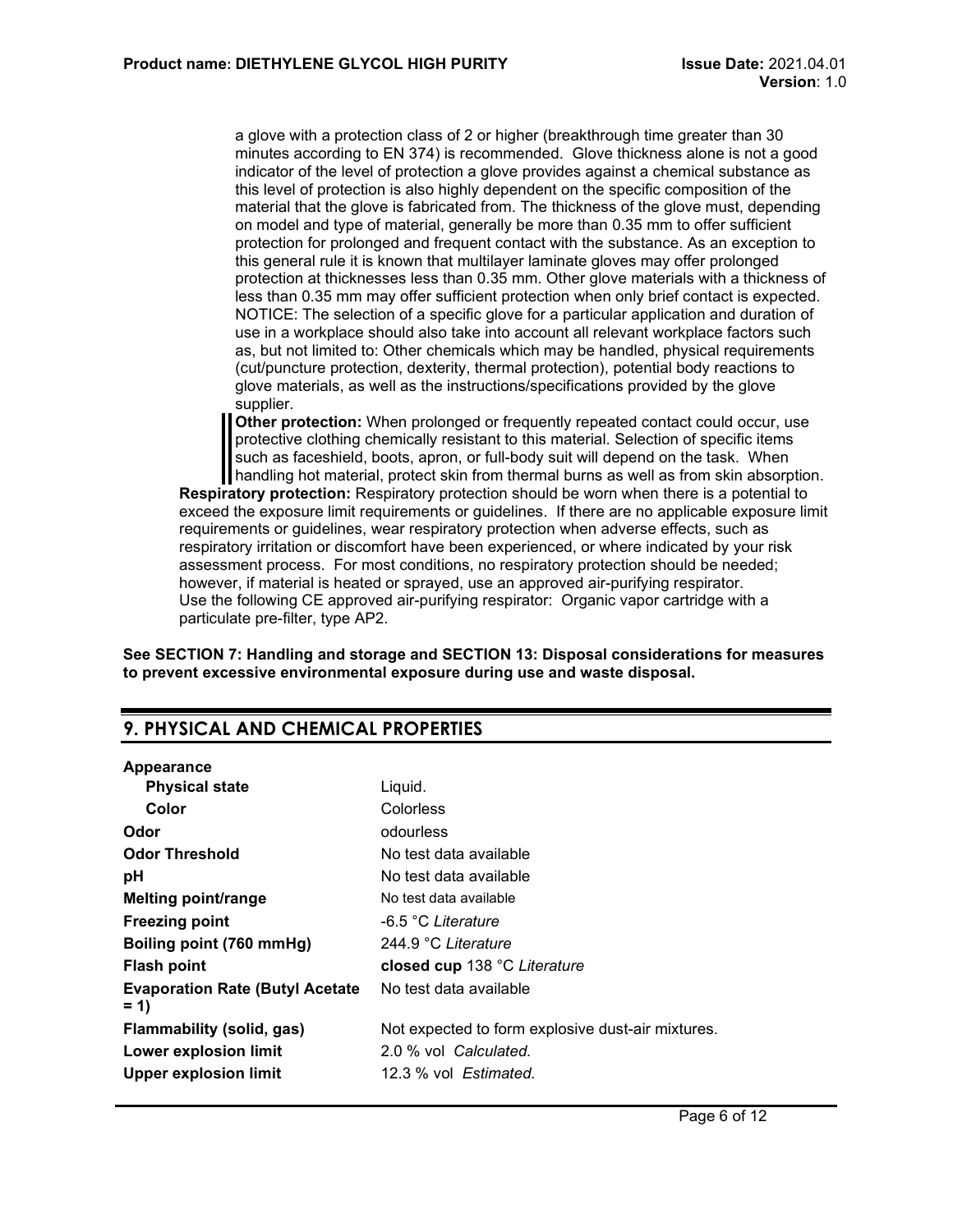a glove with a protection class of 2 or higher (breakthrough time greater than 30 minutes according to EN 374) is recommended. Glove thickness alone is not a good indicator of the level of protection a glove provides against a chemical substance as this level of protection is also highly dependent on the specific composition of the material that the glove is fabricated from. The thickness of the glove must, depending on model and type of material, generally be more than 0.35 mm to offer sufficient protection for prolonged and frequent contact with the substance. As an exception to this general rule it is known that multilayer laminate gloves may offer prolonged protection at thicknesses less than 0.35 mm. Other glove materials with a thickness of less than 0.35 mm may offer sufficient protection when only brief contact is expected. NOTICE: The selection of a specific glove for a particular application and duration of use in a workplace should also take into account all relevant workplace factors such as, but not limited to: Other chemicals which may be handled, physical requirements (cut/puncture protection, dexterity, thermal protection), potential body reactions to glove materials, as well as the instructions/specifications provided by the glove supplier.

**Other protection:** When prolonged or frequently repeated contact could occur, use protective clothing chemically resistant to this material. Selection of specific items such as faceshield, boots, apron, or full-body suit will depend on the task. When handling hot material, protect skin from thermal burns as well as from skin absorption.

**Respiratory protection:** Respiratory protection should be worn when there is a potential to exceed the exposure limit requirements or guidelines. If there are no applicable exposure limit requirements or guidelines, wear respiratory protection when adverse effects, such as respiratory irritation or discomfort have been experienced, or where indicated by your risk assessment process. For most conditions, no respiratory protection should be needed; however, if material is heated or sprayed, use an approved air-purifying respirator. Use the following CE approved air-purifying respirator: Organic vapor cartridge with a particulate pre-filter, type AP2.

**See SECTION 7: Handling and storage and SECTION 13: Disposal considerations for measures to prevent excessive environmental exposure during use and waste disposal.**

## 9. PHYSICAL AND CHEMICAL PROPERTIES

**Appearance**

| | |
|---|---|
| **Physical state** | Liquid. |
| **Color** | Colorless |
| **Odor** | odourless |
| **Odor Threshold** | No test data available |
| **pH** | No test data available |
| **Melting point/range** | No test data available |
| **Freezing point** | -6.5 °C *Literature* |
| **Boiling point (760 mmHg)** | 244.9 °C *Literature* |
| **Flash point** | **closed cup** 138 °C *Literature* |
| **Evaporation Rate (Butyl Acetate = 1)** | No test data available |
| **Flammability (solid, gas)** | Not expected to form explosive dust-air mixtures. |
| **Lower explosion limit** | 2.0 % vol *Calculated.* |
| **Upper explosion limit** | 12.3 % vol *Estimated.* |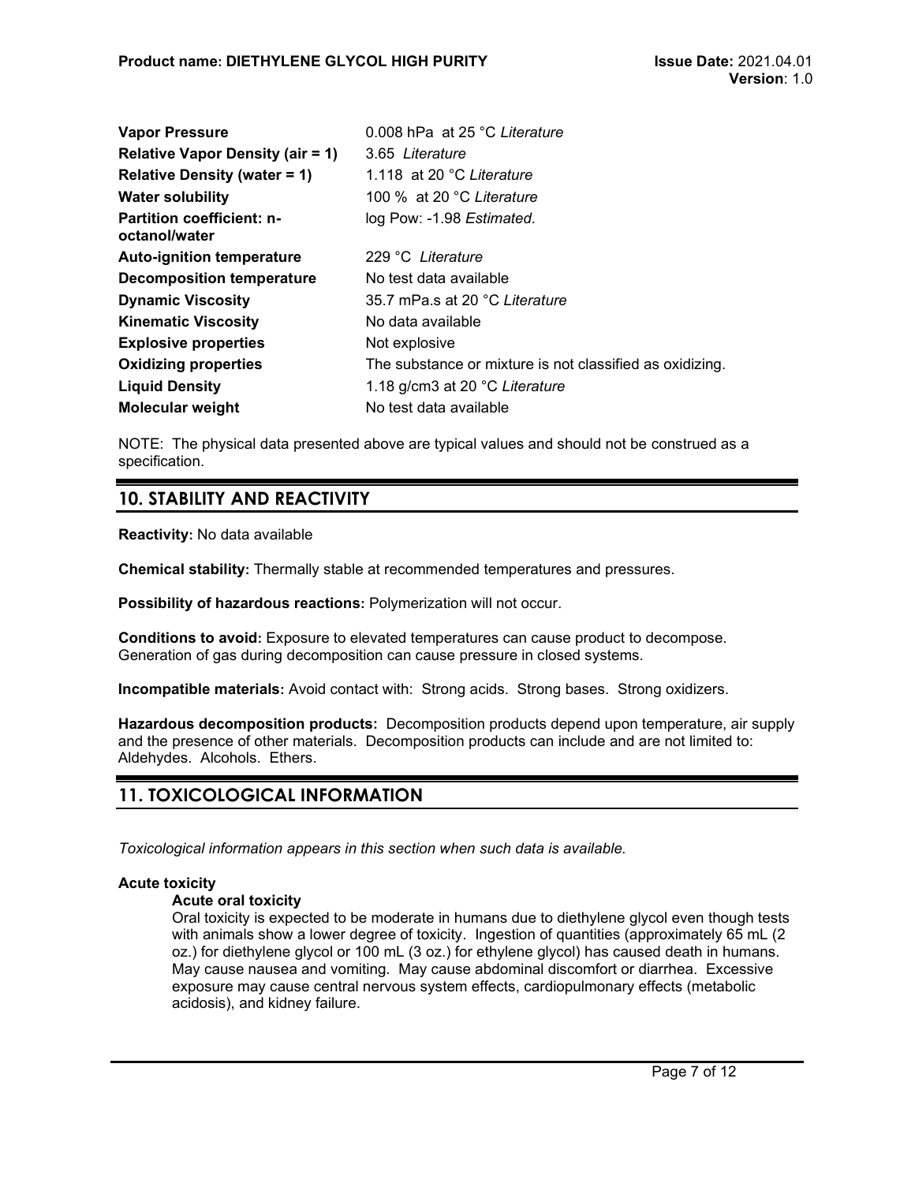| | |
|---|---|
| **Vapor Pressure** | 0.008 hPa at 25 °C *Literature* |
| **Relative Vapor Density (air = 1)** | 3.65 *Literature* |
| **Relative Density (water = 1)** | 1.118 at 20 °C *Literature* |
| **Water solubility** | 100 % at 20 °C *Literature* |
| **Partition coefficient: n-octanol/water** | log Pow: -1.98 *Estimated.* |
| **Auto-ignition temperature** | 229 °C *Literature* |
| **Decomposition temperature** | No test data available |
| **Dynamic Viscosity** | 35.7 mPa.s at 20 °C *Literature* |
| **Kinematic Viscosity** | No data available |
| **Explosive properties** | Not explosive |
| **Oxidizing properties** | The substance or mixture is not classified as oxidizing. |
| **Liquid Density** | 1.18 g/cm3 at 20 °C *Literature* |
| **Molecular weight** | No test data available |

NOTE: The physical data presented above are typical values and should not be construed as a specification.

## 10. STABILITY AND REACTIVITY

**Reactivity:** No data available

**Chemical stability:** Thermally stable at recommended temperatures and pressures.

**Possibility of hazardous reactions:** Polymerization will not occur.

**Conditions to avoid:** Exposure to elevated temperatures can cause product to decompose. Generation of gas during decomposition can cause pressure in closed systems.

**Incompatible materials:** Avoid contact with: Strong acids. Strong bases. Strong oxidizers.

**Hazardous decomposition products:** Decomposition products depend upon temperature, air supply and the presence of other materials. Decomposition products can include and are not limited to: Aldehydes. Alcohols. Ethers.

## 11. TOXICOLOGICAL INFORMATION

*Toxicological information appears in this section when such data is available.*

**Acute toxicity**

**Acute oral toxicity**

Oral toxicity is expected to be moderate in humans due to diethylene glycol even though tests with animals show a lower degree of toxicity. Ingestion of quantities (approximately 65 mL (2 oz.) for diethylene glycol or 100 mL (3 oz.) for ethylene glycol) has caused death in humans. May cause nausea and vomiting. May cause abdominal discomfort or diarrhea. Excessive exposure may cause central nervous system effects, cardiopulmonary effects (metabolic acidosis), and kidney failure.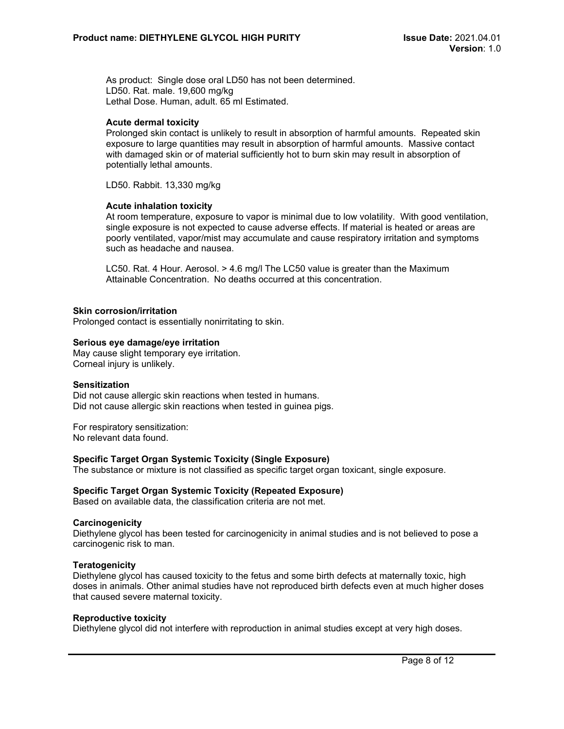As product: Single dose oral LD50 has not been determined.
LD50. Rat. male. 19,600 mg/kg
Lethal Dose. Human, adult. 65 ml Estimated.

**Acute dermal toxicity**
Prolonged skin contact is unlikely to result in absorption of harmful amounts. Repeated skin exposure to large quantities may result in absorption of harmful amounts. Massive contact with damaged skin or of material sufficiently hot to burn skin may result in absorption of potentially lethal amounts.

LD50. Rabbit. 13,330 mg/kg

**Acute inhalation toxicity**
At room temperature, exposure to vapor is minimal due to low volatility. With good ventilation, single exposure is not expected to cause adverse effects. If material is heated or areas are poorly ventilated, vapor/mist may accumulate and cause respiratory irritation and symptoms such as headache and nausea.

LC50. Rat. 4 Hour. Aerosol. > 4.6 mg/l The LC50 value is greater than the Maximum Attainable Concentration. No deaths occurred at this concentration.

**Skin corrosion/irritation**
Prolonged contact is essentially nonirritating to skin.

**Serious eye damage/eye irritation**
May cause slight temporary eye irritation.
Corneal injury is unlikely.

**Sensitization**
Did not cause allergic skin reactions when tested in humans.
Did not cause allergic skin reactions when tested in guinea pigs.

For respiratory sensitization:
No relevant data found.

**Specific Target Organ Systemic Toxicity (Single Exposure)**
The substance or mixture is not classified as specific target organ toxicant, single exposure.

**Specific Target Organ Systemic Toxicity (Repeated Exposure)**
Based on available data, the classification criteria are not met.

**Carcinogenicity**
Diethylene glycol has been tested for carcinogenicity in animal studies and is not believed to pose a carcinogenic risk to man.

**Teratogenicity**
Diethylene glycol has caused toxicity to the fetus and some birth defects at maternally toxic, high doses in animals. Other animal studies have not reproduced birth defects even at much higher doses that caused severe maternal toxicity.

**Reproductive toxicity**
Diethylene glycol did not interfere with reproduction in animal studies except at very high doses.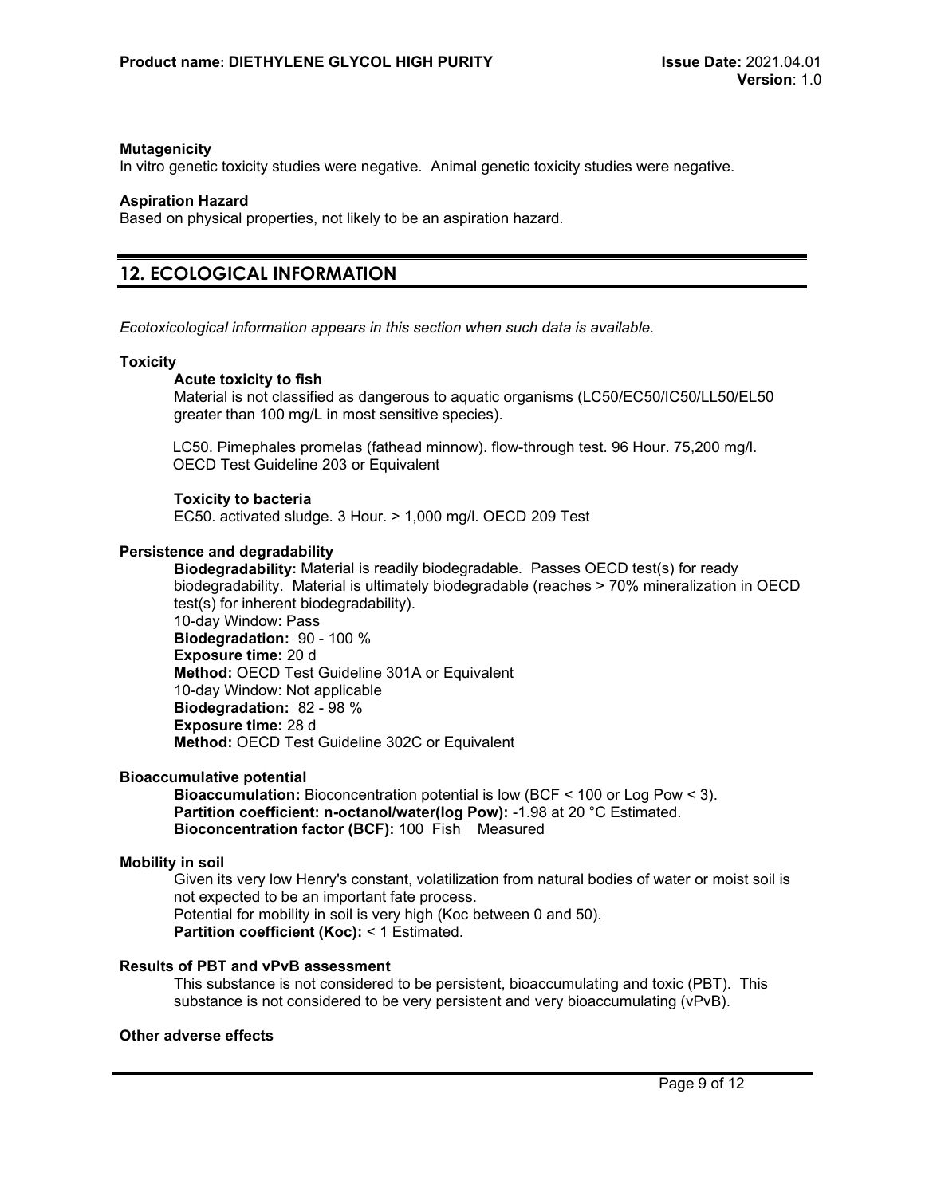**Mutagenicity**

In vitro genetic toxicity studies were negative. Animal genetic toxicity studies were negative.

**Aspiration Hazard**

Based on physical properties, not likely to be an aspiration hazard.

## 12. ECOLOGICAL INFORMATION

*Ecotoxicological information appears in this section when such data is available.*

**Toxicity**

**Acute toxicity to fish**

Material is not classified as dangerous to aquatic organisms (LC50/EC50/IC50/LL50/EL50 greater than 100 mg/L in most sensitive species).

LC50. Pimephales promelas (fathead minnow). flow-through test. 96 Hour. 75,200 mg/l. OECD Test Guideline 203 or Equivalent

**Toxicity to bacteria**

EC50. activated sludge. 3 Hour. > 1,000 mg/l. OECD 209 Test

**Persistence and degradability**

**Biodegradability:** Material is readily biodegradable. Passes OECD test(s) for ready biodegradability. Material is ultimately biodegradable (reaches > 70% mineralization in OECD test(s) for inherent biodegradability).
10-day Window: Pass
**Biodegradation:** 90 - 100 %
**Exposure time:** 20 d
**Method:** OECD Test Guideline 301A or Equivalent
10-day Window: Not applicable
**Biodegradation:** 82 - 98 %
**Exposure time:** 28 d
**Method:** OECD Test Guideline 302C or Equivalent

**Bioaccumulative potential**

**Bioaccumulation:** Bioconcentration potential is low (BCF < 100 or Log Pow < 3).
**Partition coefficient: n-octanol/water(log Pow):** -1.98 at 20 °C Estimated.
**Bioconcentration factor (BCF):** 100 Fish Measured

**Mobility in soil**

Given its very low Henry's constant, volatilization from natural bodies of water or moist soil is not expected to be an important fate process.
Potential for mobility in soil is very high (Koc between 0 and 50).
**Partition coefficient (Koc):** < 1 Estimated.

**Results of PBT and vPvB assessment**

This substance is not considered to be persistent, bioaccumulating and toxic (PBT). This substance is not considered to be very persistent and very bioaccumulating (vPvB).

**Other adverse effects**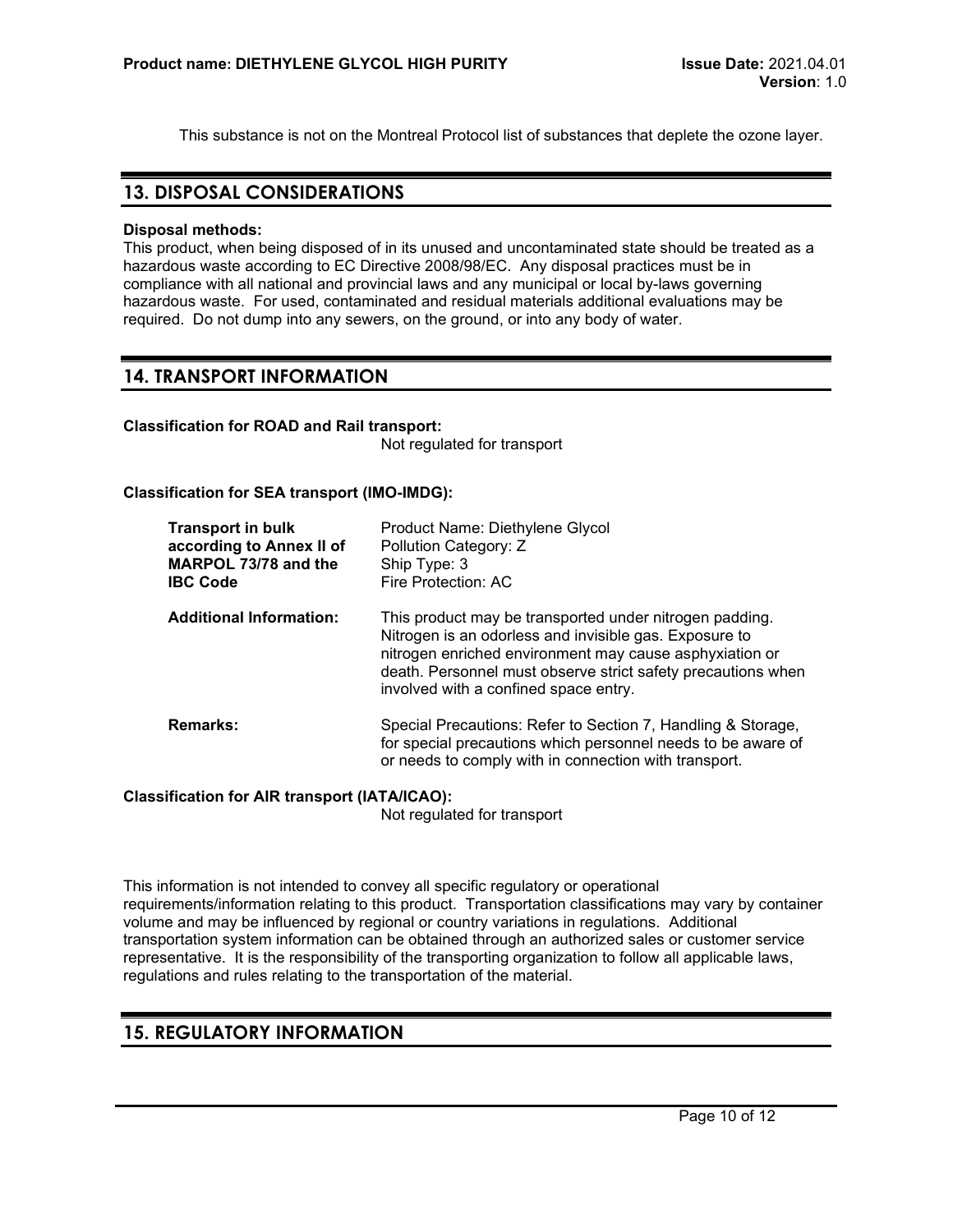This substance is not on the Montreal Protocol list of substances that deplete the ozone layer.

## 13. DISPOSAL CONSIDERATIONS

**Disposal methods:**
This product, when being disposed of in its unused and uncontaminated state should be treated as a hazardous waste according to EC Directive 2008/98/EC. Any disposal practices must be in compliance with all national and provincial laws and any municipal or local by-laws governing hazardous waste. For used, contaminated and residual materials additional evaluations may be required. Do not dump into any sewers, on the ground, or into any body of water.

## 14. TRANSPORT INFORMATION

**Classification for ROAD and Rail transport:**
Not regulated for transport

**Classification for SEA transport (IMO-IMDG):**

| | |
|---|---|
| **Transport in bulk according to Annex II of MARPOL 73/78 and the IBC Code** | Product Name: Diethylene Glycol<br>Pollution Category: Z<br>Ship Type: 3<br>Fire Protection: AC |
| **Additional Information:** | This product may be transported under nitrogen padding. Nitrogen is an odorless and invisible gas. Exposure to nitrogen enriched environment may cause asphyxiation or death. Personnel must observe strict safety precautions when involved with a confined space entry. |
| **Remarks:** | Special Precautions: Refer to Section 7, Handling & Storage, for special precautions which personnel needs to be aware of or needs to comply with in connection with transport. |

**Classification for AIR transport (IATA/ICAO):**
Not regulated for transport

This information is not intended to convey all specific regulatory or operational requirements/information relating to this product. Transportation classifications may vary by container volume and may be influenced by regional or country variations in regulations. Additional transportation system information can be obtained through an authorized sales or customer service representative. It is the responsibility of the transporting organization to follow all applicable laws, regulations and rules relating to the transportation of the material.

## 15. REGULATORY INFORMATION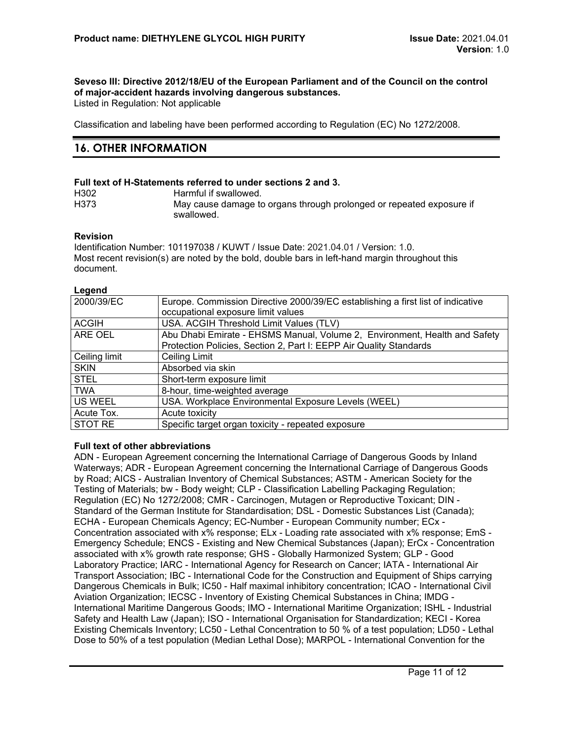**Seveso III: Directive 2012/18/EU of the European Parliament and of the Council on the control of major-accident hazards involving dangerous substances.**
Listed in Regulation: Not applicable

Classification and labeling have been performed according to Regulation (EC) No 1272/2008.

## 16. OTHER INFORMATION

**Full text of H-Statements referred to under sections 2 and 3.**

| | |
|---|---|
| H302 | Harmful if swallowed. |
| H373 | May cause damage to organs through prolonged or repeated exposure if swallowed. |

**Revision**

Identification Number: 101197038 / KUWT / Issue Date: 2021.04.01 / Version: 1.0.
Most recent revision(s) are noted by the bold, double bars in left-hand margin throughout this document.

**Legend**

| | |
|---|---|
| 2000/39/EC | Europe. Commission Directive 2000/39/EC establishing a first list of indicative occupational exposure limit values |
| ACGIH | USA. ACGIH Threshold Limit Values (TLV) |
| ARE OEL | Abu Dhabi Emirate - EHSMS Manual, Volume 2, Environment, Health and Safety Protection Policies, Section 2, Part I: EEPP Air Quality Standards |
| Ceiling limit | Ceiling Limit |
| SKIN | Absorbed via skin |
| STEL | Short-term exposure limit |
| TWA | 8-hour, time-weighted average |
| US WEEL | USA. Workplace Environmental Exposure Levels (WEEL) |
| Acute Tox. | Acute toxicity |
| STOT RE | Specific target organ toxicity - repeated exposure |

**Full text of other abbreviations**

ADN - European Agreement concerning the International Carriage of Dangerous Goods by Inland Waterways; ADR - European Agreement concerning the International Carriage of Dangerous Goods by Road; AICS - Australian Inventory of Chemical Substances; ASTM - American Society for the Testing of Materials; bw - Body weight; CLP - Classification Labelling Packaging Regulation; Regulation (EC) No 1272/2008; CMR - Carcinogen, Mutagen or Reproductive Toxicant; DIN - Standard of the German Institute for Standardisation; DSL - Domestic Substances List (Canada); ECHA - European Chemicals Agency; EC-Number - European Community number; ECx - Concentration associated with x% response; ELx - Loading rate associated with x% response; EmS - Emergency Schedule; ENCS - Existing and New Chemical Substances (Japan); ErCx - Concentration associated with x% growth rate response; GHS - Globally Harmonized System; GLP - Good Laboratory Practice; IARC - International Agency for Research on Cancer; IATA - International Air Transport Association; IBC - International Code for the Construction and Equipment of Ships carrying Dangerous Chemicals in Bulk; IC50 - Half maximal inhibitory concentration; ICAO - International Civil Aviation Organization; IECSC - Inventory of Existing Chemical Substances in China; IMDG - International Maritime Dangerous Goods; IMO - International Maritime Organization; ISHL - Industrial Safety and Health Law (Japan); ISO - International Organisation for Standardization; KECI - Korea Existing Chemicals Inventory; LC50 - Lethal Concentration to 50 % of a test population; LD50 - Lethal Dose to 50% of a test population (Median Lethal Dose); MARPOL - International Convention for the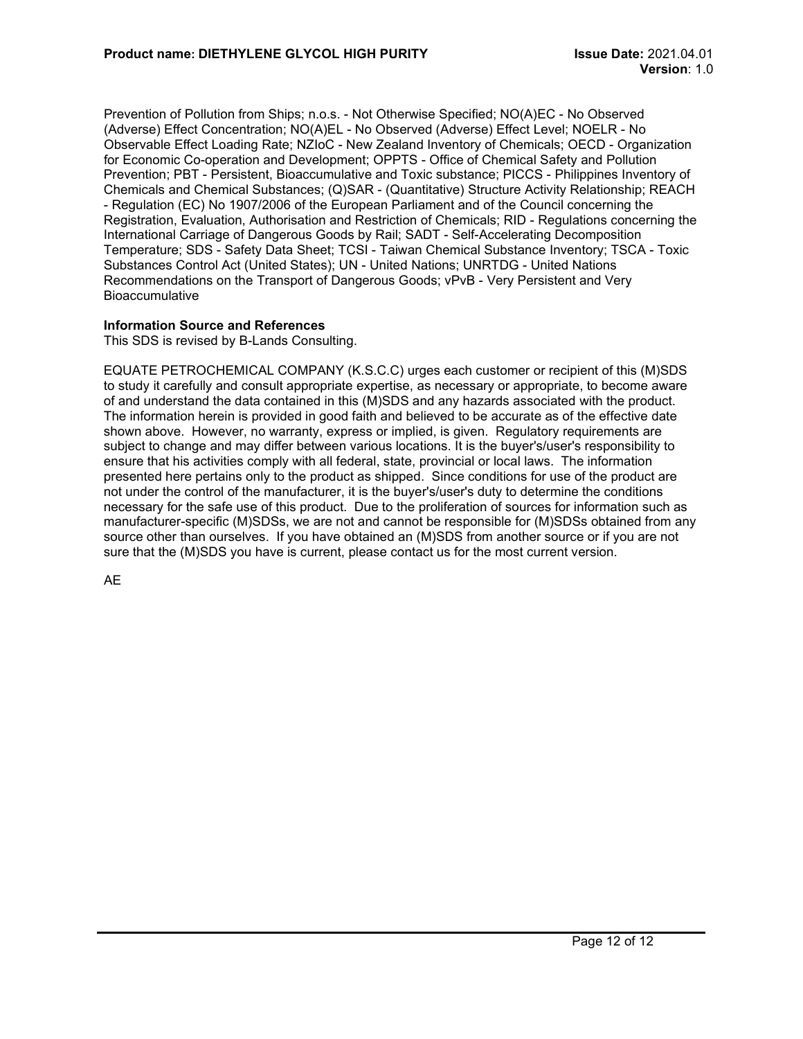Prevention of Pollution from Ships; n.o.s. - Not Otherwise Specified; NO(A)EC - No Observed (Adverse) Effect Concentration; NO(A)EL - No Observed (Adverse) Effect Level; NOELR - No Observable Effect Loading Rate; NZIoC - New Zealand Inventory of Chemicals; OECD - Organization for Economic Co-operation and Development; OPPTS - Office of Chemical Safety and Pollution Prevention; PBT - Persistent, Bioaccumulative and Toxic substance; PICCS - Philippines Inventory of Chemicals and Chemical Substances; (Q)SAR - (Quantitative) Structure Activity Relationship; REACH - Regulation (EC) No 1907/2006 of the European Parliament and of the Council concerning the Registration, Evaluation, Authorisation and Restriction of Chemicals; RID - Regulations concerning the International Carriage of Dangerous Goods by Rail; SADT - Self-Accelerating Decomposition Temperature; SDS - Safety Data Sheet; TCSI - Taiwan Chemical Substance Inventory; TSCA - Toxic Substances Control Act (United States); UN - United Nations; UNRTDG - United Nations Recommendations on the Transport of Dangerous Goods; vPvB - Very Persistent and Very Bioaccumulative

**Information Source and References**

This SDS is revised by B-Lands Consulting.

EQUATE PETROCHEMICAL COMPANY (K.S.C.C) urges each customer or recipient of this (M)SDS to study it carefully and consult appropriate expertise, as necessary or appropriate, to become aware of and understand the data contained in this (M)SDS and any hazards associated with the product. The information herein is provided in good faith and believed to be accurate as of the effective date shown above. However, no warranty, express or implied, is given. Regulatory requirements are subject to change and may differ between various locations. It is the buyer's/user's responsibility to ensure that his activities comply with all federal, state, provincial or local laws. The information presented here pertains only to the product as shipped. Since conditions for use of the product are not under the control of the manufacturer, it is the buyer's/user's duty to determine the conditions necessary for the safe use of this product. Due to the proliferation of sources for information such as manufacturer-specific (M)SDSs, we are not and cannot be responsible for (M)SDSs obtained from any source other than ourselves. If you have obtained an (M)SDS from another source or if you are not sure that the (M)SDS you have is current, please contact us for the most current version.

AE